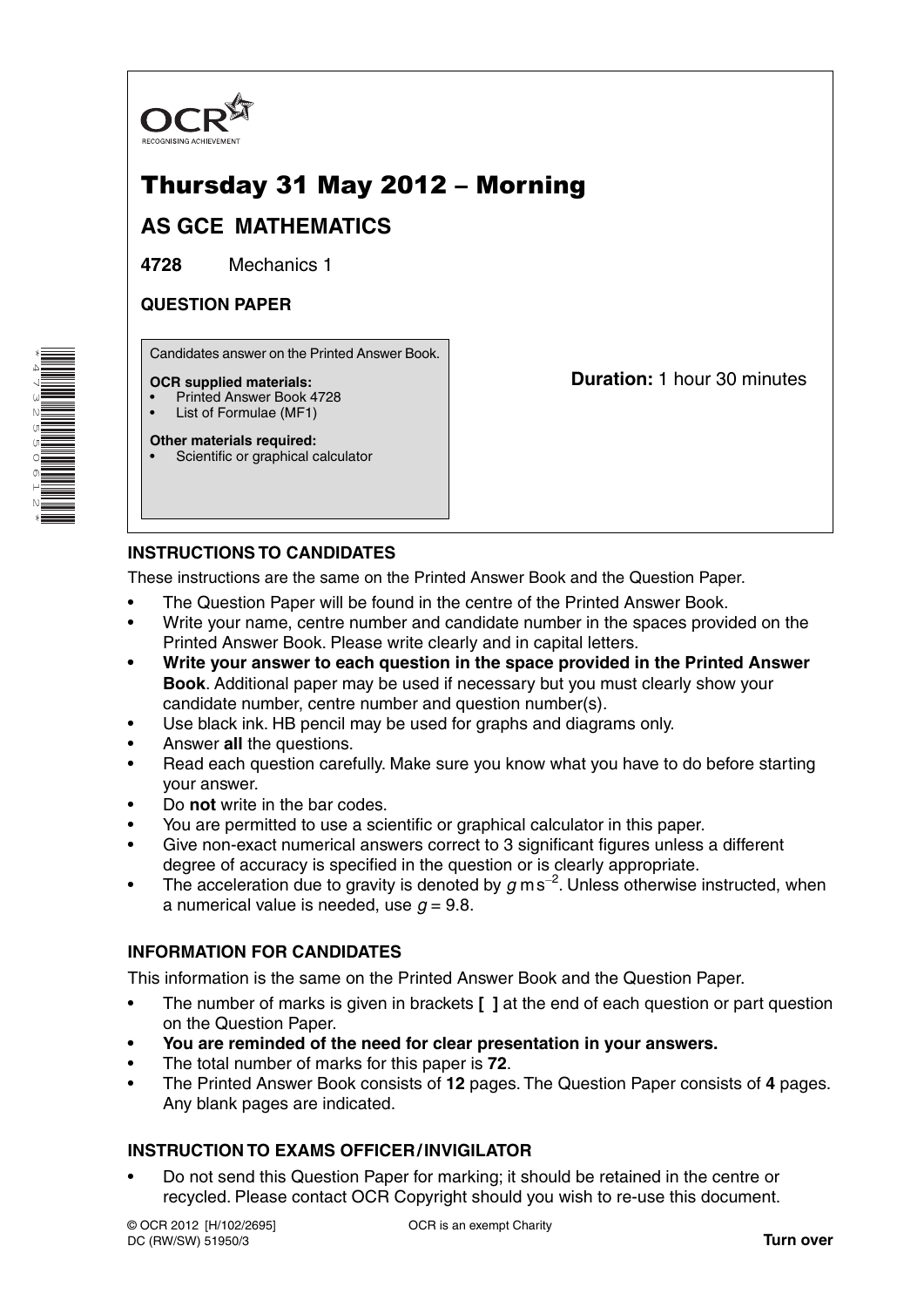OCR

RECOGNISING ACHIEVEMENT

# Thursday 31 May 2012 – Morning

## AS GCE MATHEMATICS

**4728** Mechanics 1

**QUESTION PAPER**

Candidates answer on the Printed Answer Book.

**OCR supplied materials:**
- Printed Answer Book 4728
- List of Formulae (MF1)

**Other materials required:**
- Scientific or graphical calculator

**Duration:** 1 hour 30 minutes

### INSTRUCTIONS TO CANDIDATES

These instructions are the same on the Printed Answer Book and the Question Paper.

- The Question Paper will be found in the centre of the Printed Answer Book.
- Write your name, centre number and candidate number in the spaces provided on the Printed Answer Book. Please write clearly and in capital letters.
- **Write your answer to each question in the space provided in the Printed Answer Book**. Additional paper may be used if necessary but you must clearly show your candidate number, centre number and question number(s).
- Use black ink. HB pencil may be used for graphs and diagrams only.
- Answer **all** the questions.
- Read each question carefully. Make sure you know what you have to do before starting your answer.
- Do **not** write in the bar codes.
- You are permitted to use a scientific or graphical calculator in this paper.
- Give non-exact numerical answers correct to 3 significant figures unless a different degree of accuracy is specified in the question or is clearly appropriate.
- The acceleration due to gravity is denoted by $g\,\text{m}\,\text{s}^{-2}$. Unless otherwise instructed, when a numerical value is needed, use $g = 9.8$.

### INFORMATION FOR CANDIDATES

This information is the same on the Printed Answer Book and the Question Paper.

- The number of marks is given in brackets **[ ]** at the end of each question or part question on the Question Paper.
- **You are reminded of the need for clear presentation in your answers.**
- The total number of marks for this paper is **72**.
- The Printed Answer Book consists of **12** pages. The Question Paper consists of **4** pages. Any blank pages are indicated.

### INSTRUCTION TO EXAMS OFFICER / INVIGILATOR

- Do not send this Question Paper for marking; it should be retained in the centre or recycled. Please contact OCR Copyright should you wish to re-use this document.

© OCR 2012 [H/102/2695]
DC (RW/SW) 51950/3

OCR is an exempt Charity

**Turn over**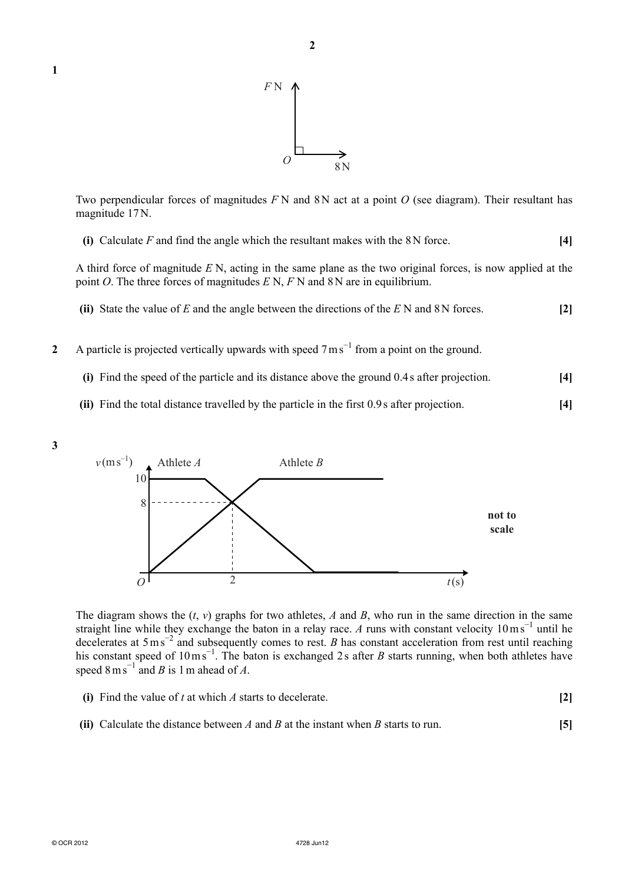**1**

Two perpendicular forces of magnitudes $F$ N and 8 N act at a point $O$ (see diagram). Their resultant has magnitude 17 N.

**(i)** Calculate $F$ and find the angle which the resultant makes with the 8 N force. **[4]**

A third force of magnitude $E$ N, acting in the same plane as the two original forces, is now applied at the point $O$. The three forces of magnitudes $E$ N, $F$ N and 8 N are in equilibrium.

**(ii)** State the value of $E$ and the angle between the directions of the $E$ N and 8 N forces. **[2]**

**2** A particle is projected vertically upwards with speed $7\,\text{m s}^{-1}$ from a point on the ground.

**(i)** Find the speed of the particle and its distance above the ground 0.4 s after projection. **[4]**

**(ii)** Find the total distance travelled by the particle in the first 0.9 s after projection. **[4]**

**3**

The diagram shows the $(t, v)$ graphs for two athletes, $A$ and $B$, who run in the same direction in the same straight line while they exchange the baton in a relay race. $A$ runs with constant velocity $10\,\text{m s}^{-1}$ until he decelerates at $5\,\text{m s}^{-2}$ and subsequently comes to rest. $B$ has constant acceleration from rest until reaching his constant speed of $10\,\text{m s}^{-1}$. The baton is exchanged 2 s after $B$ starts running, when both athletes have speed $8\,\text{m s}^{-1}$ and $B$ is 1 m ahead of $A$.

**(i)** Find the value of $t$ at which $A$ starts to decelerate. **[2]**

**(ii)** Calculate the distance between $A$ and $B$ at the instant when $B$ starts to run. **[5]**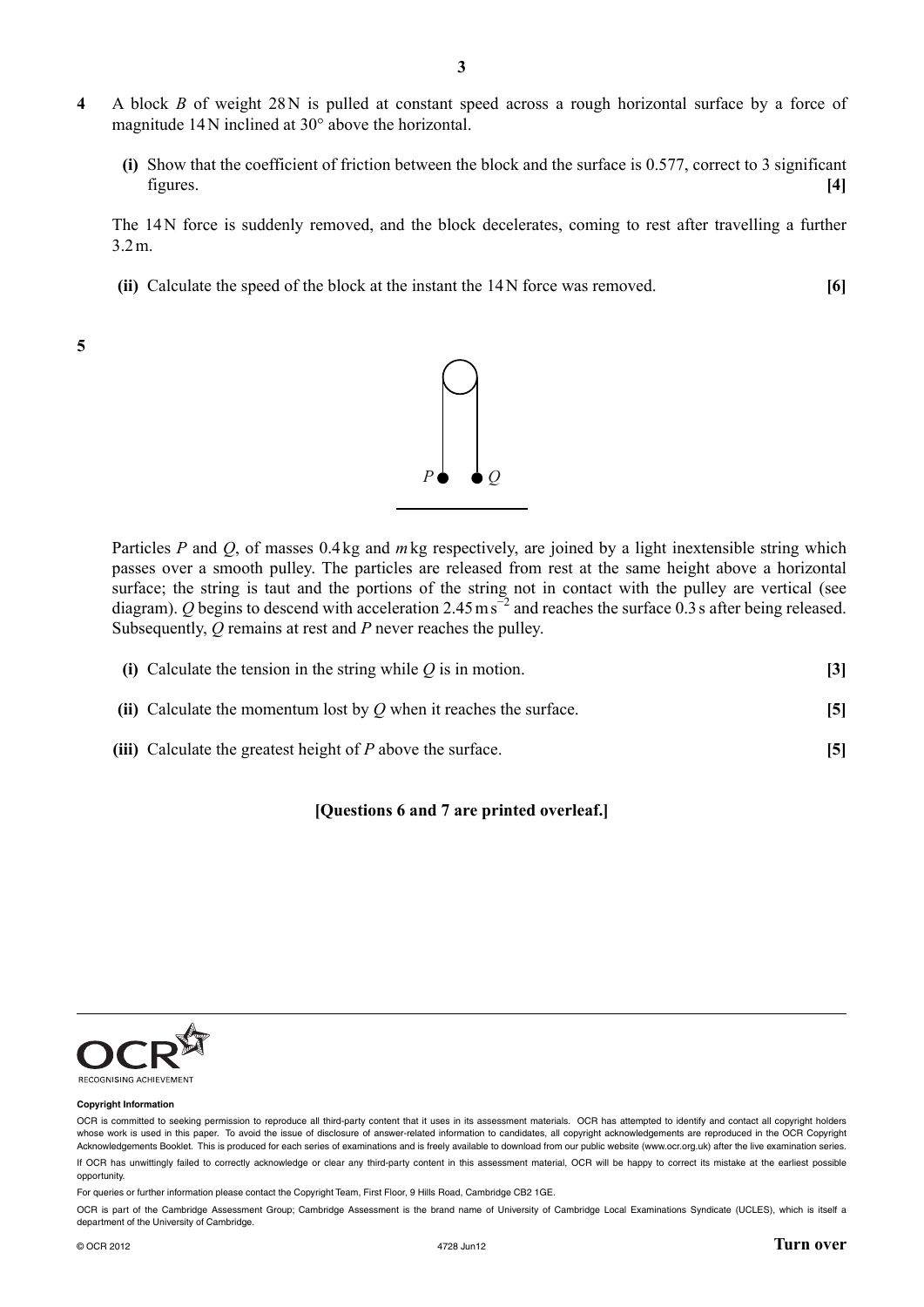**4** A block $B$ of weight 28 N is pulled at constant speed across a rough horizontal surface by a force of magnitude 14 N inclined at 30° above the horizontal.

**(i)** Show that the coefficient of friction between the block and the surface is 0.577, correct to 3 significant figures. **[4]**

The 14 N force is suddenly removed, and the block decelerates, coming to rest after travelling a further 3.2 m.

**(ii)** Calculate the speed of the block at the instant the 14 N force was removed. **[6]**

**5**

Particles $P$ and $Q$, of masses 0.4 kg and $m$ kg respectively, are joined by a light inextensible string which passes over a smooth pulley. The particles are released from rest at the same height above a horizontal surface; the string is taut and the portions of the string not in contact with the pulley are vertical (see diagram). $Q$ begins to descend with acceleration $2.45\,\text{m s}^{-2}$ and reaches the surface 0.3 s after being released. Subsequently, $Q$ remains at rest and $P$ never reaches the pulley.

**(i)** Calculate the tension in the string while $Q$ is in motion. **[3]**

**(ii)** Calculate the momentum lost by $Q$ when it reaches the surface. **[5]**

**(iii)** Calculate the greatest height of $P$ above the surface. **[5]**

**[Questions 6 and 7 are printed overleaf.]**

**Copyright Information**

OCR is committed to seeking permission to reproduce all third-party content that it uses in its assessment materials. OCR has attempted to identify and contact all copyright holders whose work is used in this paper. To avoid the issue of disclosure of answer-related information to candidates, all copyright acknowledgements are reproduced in the OCR Copyright Acknowledgements Booklet. This is produced for each series of examinations and is freely available to download from our public website (www.ocr.org.uk) after the live examination series.

If OCR has unwittingly failed to correctly acknowledge or clear any third-party content in this assessment material, OCR will be happy to correct its mistake at the earliest possible opportunity.

For queries or further information please contact the Copyright Team, First Floor, 9 Hills Road, Cambridge CB2 1GE.

OCR is part of the Cambridge Assessment Group; Cambridge Assessment is the brand name of University of Cambridge Local Examinations Syndicate (UCLES), which is itself a department of the University of Cambridge.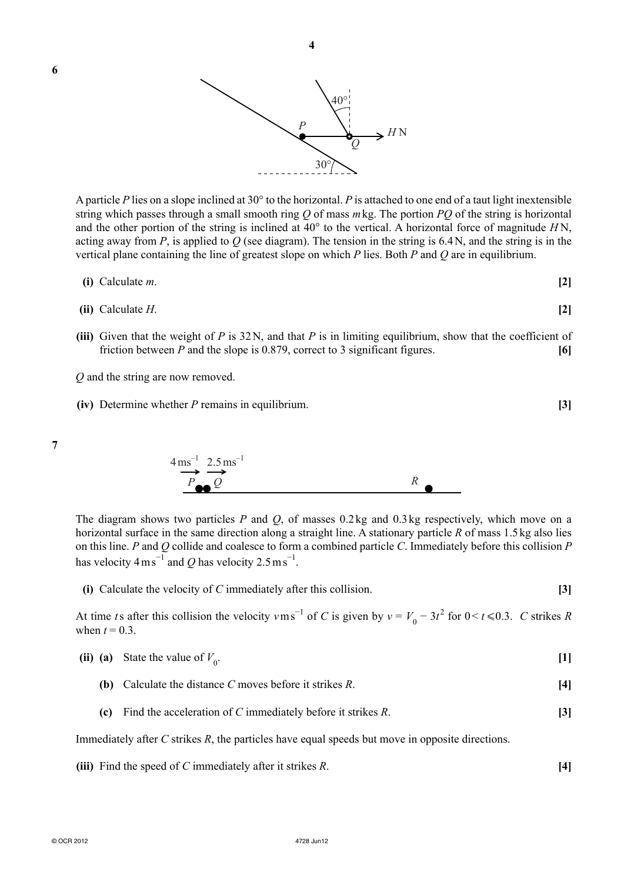**6**

40°

$P$

$H$ N

$Q$

30°

A particle $P$ lies on a slope inclined at 30° to the horizontal. $P$ is attached to one end of a taut light inextensible string which passes through a small smooth ring $Q$ of mass $m$ kg. The portion $PQ$ of the string is horizontal and the other portion of the string is inclined at 40° to the vertical. A horizontal force of magnitude $H$ N, acting away from $P$, is applied to $Q$ (see diagram). The tension in the string is 6.4 N, and the string is in the vertical plane containing the line of greatest slope on which $P$ lies. Both $P$ and $Q$ are in equilibrium.

**(i)** Calculate $m$. **[2]**

**(ii)** Calculate $H$. **[2]**

**(iii)** Given that the weight of $P$ is 32 N, and that $P$ is in limiting equilibrium, show that the coefficient of friction between $P$ and the slope is 0.879, correct to 3 significant figures. **[6]**

$Q$ and the string are now removed.

**(iv)** Determine whether $P$ remains in equilibrium. **[3]**

**7**

$4\,\text{m s}^{-1}$ $2.5\,\text{m s}^{-1}$

$P$ $Q$ $R$

The diagram shows two particles $P$ and $Q$, of masses 0.2 kg and 0.3 kg respectively, which move on a horizontal surface in the same direction along a straight line. A stationary particle $R$ of mass 1.5 kg also lies on this line. $P$ and $Q$ collide and coalesce to form a combined particle $C$. Immediately before this collision $P$ has velocity $4\,\text{m s}^{-1}$ and $Q$ has velocity $2.5\,\text{m s}^{-1}$.

**(i)** Calculate the velocity of $C$ immediately after this collision. **[3]**

At time $t$ s after this collision the velocity $v\,\text{m s}^{-1}$ of $C$ is given by $v = V_0 - 3t^2$ for $0 < t \leqslant 0.3$. $C$ strikes $R$ when $t = 0.3$.

**(ii) (a)** State the value of $V_0$. **[1]**

**(b)** Calculate the distance $C$ moves before it strikes $R$. **[4]**

**(c)** Find the acceleration of $C$ immediately before it strikes $R$. **[3]**

Immediately after $C$ strikes $R$, the particles have equal speeds but move in opposite directions.

**(iii)** Find the speed of $C$ immediately after it strikes $R$. **[4]**